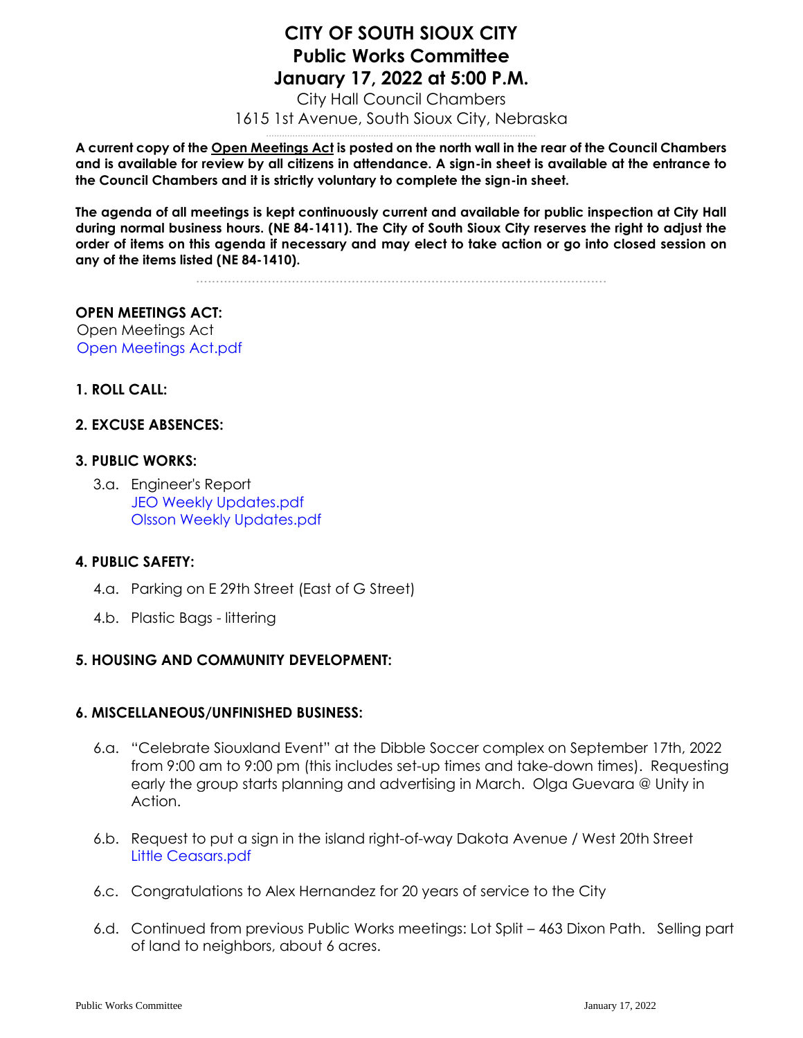# CITY OF SOUTH SIOUX CITY
# Public Works Committee
# January 17, 2022 at 5:00 P.M.

City Hall Council Chambers
1615 1st Avenue, South Sioux City, Nebraska

**A current copy of the Open Meetings Act is posted on the north wall in the rear of the Council Chambers and is available for review by all citizens in attendance. A sign-in sheet is available at the entrance to the Council Chambers and it is strictly voluntary to complete the sign-in sheet.**

**The agenda of all meetings is kept continuously current and available for public inspection at City Hall during normal business hours. (NE 84-1411). The City of South Sioux City reserves the right to adjust the order of items on this agenda if necessary and may elect to take action or go into closed session on any of the items listed (NE 84-1410).**

**OPEN MEETINGS ACT:**
Open Meetings Act
Open Meetings Act.pdf

**1. ROLL CALL:**

**2. EXCUSE ABSENCES:**

**3. PUBLIC WORKS:**

3.a. Engineer's Report
JEO Weekly Updates.pdf
Olsson Weekly Updates.pdf

**4. PUBLIC SAFETY:**

4.a. Parking on E 29th Street (East of G Street)

4.b. Plastic Bags - littering

**5. HOUSING AND COMMUNITY DEVELOPMENT:**

**6. MISCELLANEOUS/UNFINISHED BUSINESS:**

6.a. "Celebrate Siouxland Event" at the Dibble Soccer complex on September 17th, 2022 from 9:00 am to 9:00 pm (this includes set-up times and take-down times). Requesting early the group starts planning and advertising in March. Olga Guevara @ Unity in Action.

6.b. Request to put a sign in the island right-of-way Dakota Avenue / West 20th Street
Little Ceasars.pdf

6.c. Congratulations to Alex Hernandez for 20 years of service to the City

6.d. Continued from previous Public Works meetings: Lot Split – 463 Dixon Path. Selling part of land to neighbors, about 6 acres.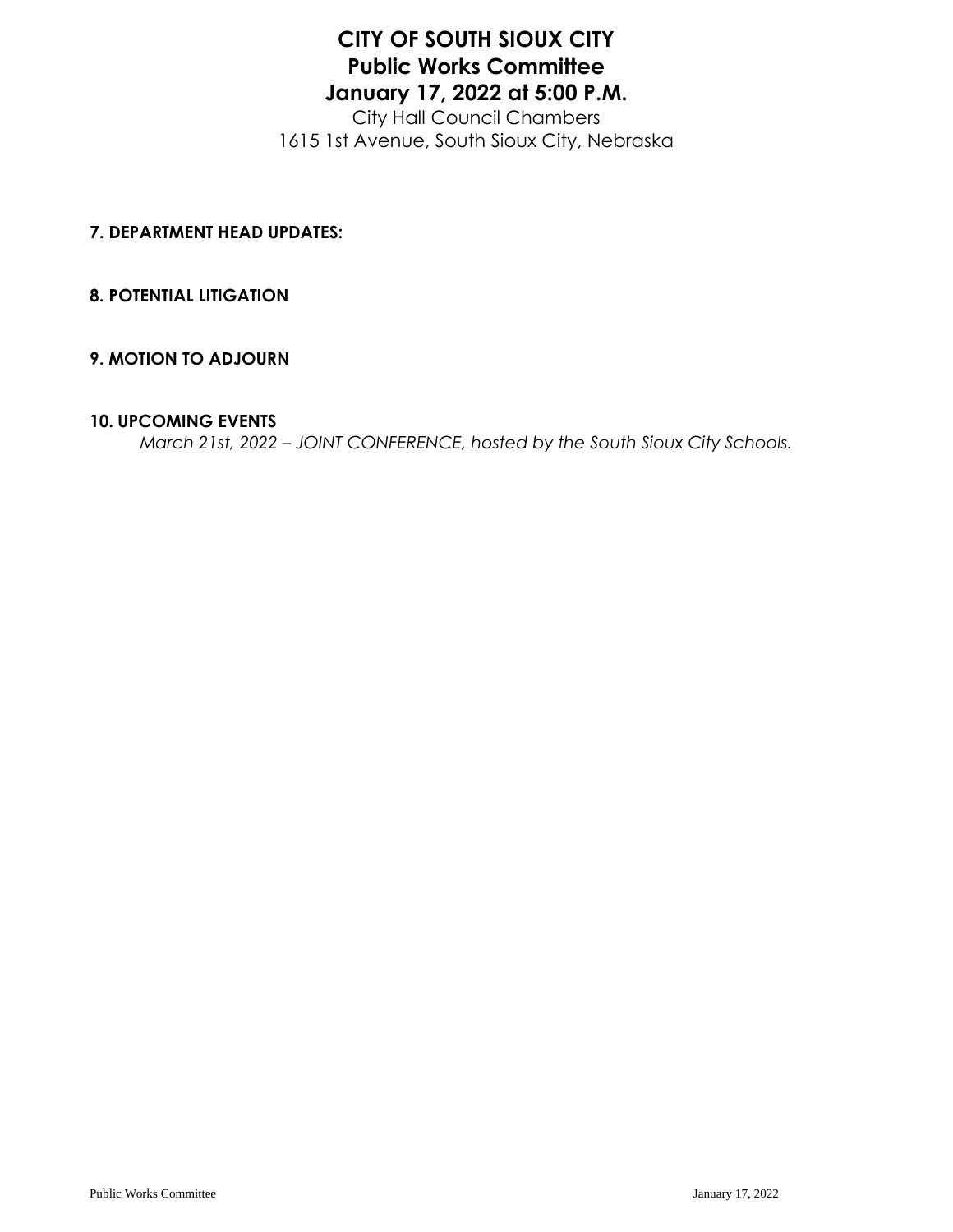# CITY OF SOUTH SIOUX CITY
## Public Works Committee
## January 17, 2022 at 5:00 P.M.

City Hall Council Chambers
1615 1st Avenue, South Sioux City, Nebraska

**7. DEPARTMENT HEAD UPDATES:**

**8. POTENTIAL LITIGATION**

**9. MOTION TO ADJOURN**

**10. UPCOMING EVENTS**

*March 21st, 2022 – JOINT CONFERENCE, hosted by the South Sioux City Schools.*